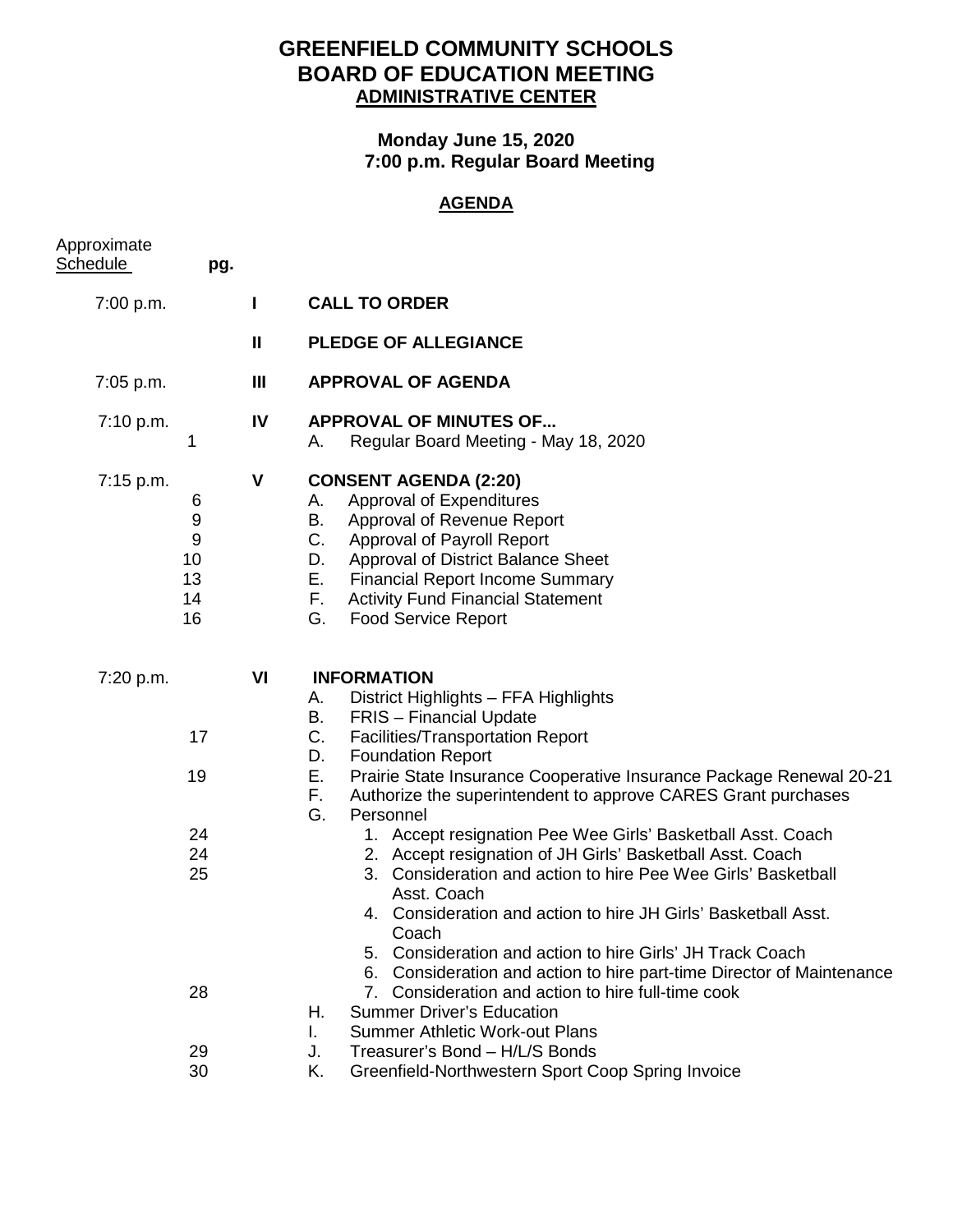# GREENFIELD COMMUNITY SCHOOLS
# BOARD OF EDUCATION MEETING
## ADMINISTRATIVE CENTER

**Monday June 15, 2020**
**7:00 p.m. Regular Board Meeting**

## AGENDA

| Approximate Schedule | pg. | | |
|---|---|---|---|
| 7:00 p.m. | | I | **CALL TO ORDER** |
| | | II | **PLEDGE OF ALLEGIANCE** |
| 7:05 p.m. | | III | **APPROVAL OF AGENDA** |
| 7:10 p.m. | | IV | **APPROVAL OF MINUTES OF...** |
| | 1 | | A. Regular Board Meeting - May 18, 2020 |
| 7:15 p.m. | | V | **CONSENT AGENDA (2:20)** |
| | 6 | | A. Approval of Expenditures |
| | 9 | | B. Approval of Revenue Report |
| | 9 | | C. Approval of Payroll Report |
| | 10 | | D. Approval of District Balance Sheet |
| | 13 | | E. Financial Report Income Summary |
| | 14 | | F. Activity Fund Financial Statement |
| | 16 | | G. Food Service Report |
| 7:20 p.m. | | VI | **INFORMATION** |
| | | | A. District Highlights – FFA Highlights |
| | | | B. FRIS – Financial Update |
| | 17 | | C. Facilities/Transportation Report |
| | | | D. Foundation Report |
| | 19 | | E. Prairie State Insurance Cooperative Insurance Package Renewal 20-21 |
| | | | F. Authorize the superintendent to approve CARES Grant purchases |
| | | | G. Personnel |
| | 24 | | 1. Accept resignation Pee Wee Girls' Basketball Asst. Coach |
| | 24 | | 2. Accept resignation of JH Girls' Basketball Asst. Coach |
| | 25 | | 3. Consideration and action to hire Pee Wee Girls' Basketball Asst. Coach |
| | | | 4. Consideration and action to hire JH Girls' Basketball Asst. Coach |
| | | | 5. Consideration and action to hire Girls' JH Track Coach |
| | | | 6. Consideration and action to hire part-time Director of Maintenance |
| | 28 | | 7. Consideration and action to hire full-time cook |
| | | | H. Summer Driver's Education |
| | | | I. Summer Athletic Work-out Plans |
| | 29 | | J. Treasurer's Bond – H/L/S Bonds |
| | 30 | | K. Greenfield-Northwestern Sport Coop Spring Invoice |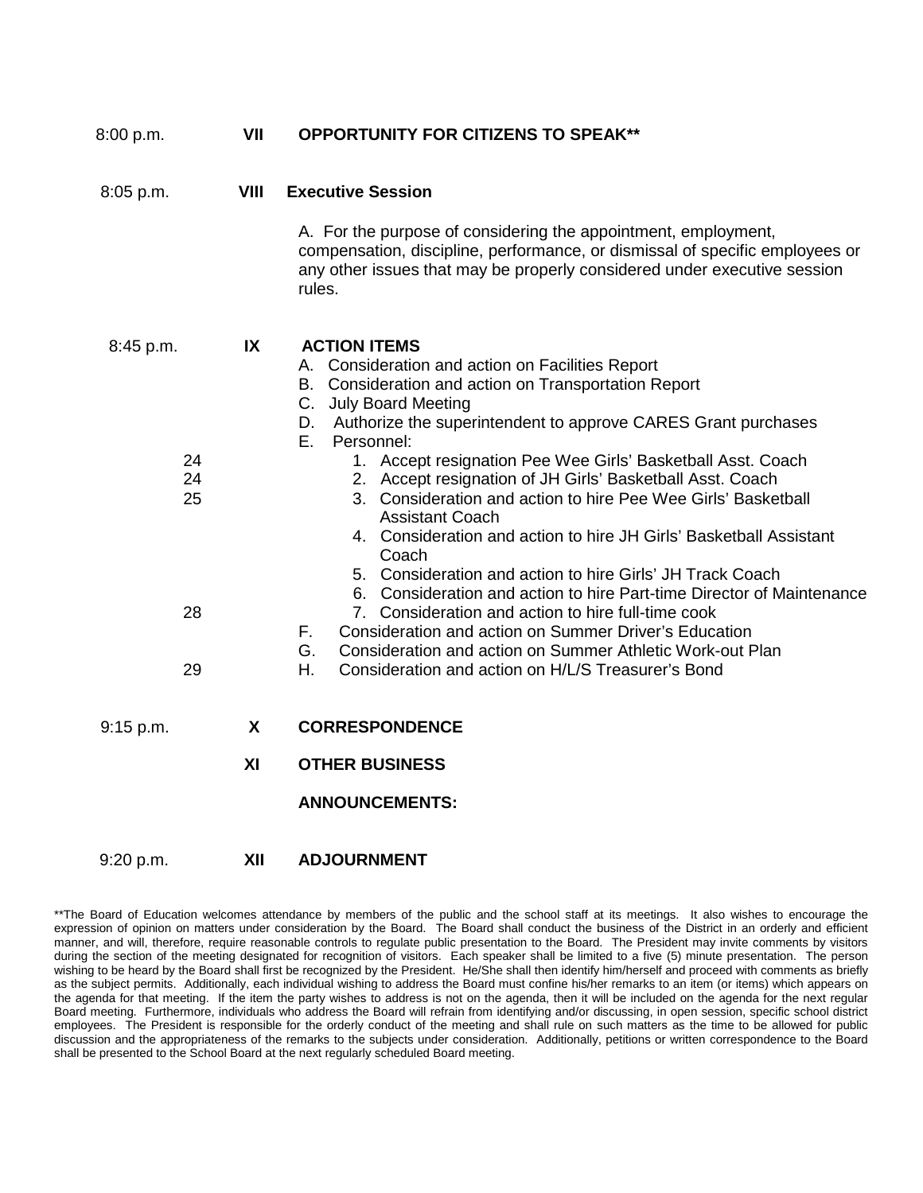8:00 p.m. **VII** **OPPORTUNITY FOR CITIZENS TO SPEAK****

8:05 p.m. **VIII** **Executive Session**

A. For the purpose of considering the appointment, employment, compensation, discipline, performance, or dismissal of specific employees or any other issues that may be properly considered under executive session rules.

8:45 p.m. **IX** **ACTION ITEMS**

A. Consideration and action on Facilities Report
B. Consideration and action on Transportation Report
C. July Board Meeting
D. Authorize the superintendent to approve CARES Grant purchases
E. Personnel:

24 — 1. Accept resignation Pee Wee Girls' Basketball Asst. Coach
24 — 2. Accept resignation of JH Girls' Basketball Asst. Coach
25 — 3. Consideration and action to hire Pee Wee Girls' Basketball Assistant Coach
4. Consideration and action to hire JH Girls' Basketball Assistant Coach
5. Consideration and action to hire Girls' JH Track Coach
6. Consideration and action to hire Part-time Director of Maintenance
28 — 7. Consideration and action to hire full-time cook

F. Consideration and action on Summer Driver's Education
G. Consideration and action on Summer Athletic Work-out Plan
29 — H. Consideration and action on H/L/S Treasurer's Bond

9:15 p.m. **X** **CORRESPONDENCE**

**XI** **OTHER BUSINESS**

**ANNOUNCEMENTS:**

9:20 p.m. **XII** **ADJOURNMENT**

**The Board of Education welcomes attendance by members of the public and the school staff at its meetings. It also wishes to encourage the expression of opinion on matters under consideration by the Board. The Board shall conduct the business of the District in an orderly and efficient manner, and will, therefore, require reasonable controls to regulate public presentation to the Board. The President may invite comments by visitors during the section of the meeting designated for recognition of visitors. Each speaker shall be limited to a five (5) minute presentation. The person wishing to be heard by the Board shall first be recognized by the President. He/She shall then identify him/herself and proceed with comments as briefly as the subject permits. Additionally, each individual wishing to address the Board must confine his/her remarks to an item (or items) which appears on the agenda for that meeting. If the item the party wishes to address is not on the agenda, then it will be included on the agenda for the next regular Board meeting. Furthermore, individuals who address the Board will refrain from identifying and/or discussing, in open session, specific school district employees. The President is responsible for the orderly conduct of the meeting and shall rule on such matters as the time to be allowed for public discussion and the appropriateness of the remarks to the subjects under consideration. Additionally, petitions or written correspondence to the Board shall be presented to the School Board at the next regularly scheduled Board meeting.